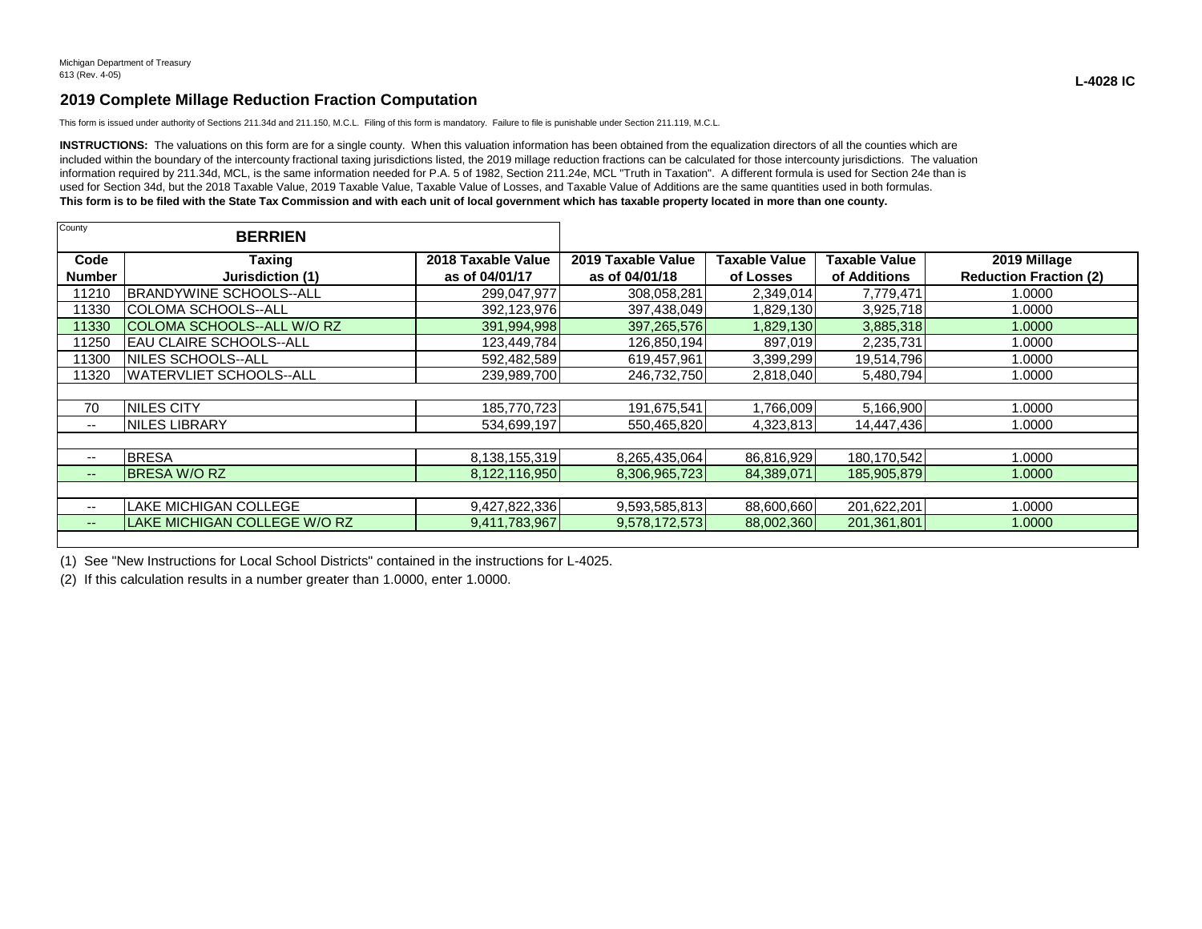Michigan Department of Treasury
613 (Rev. 4-05)

**L-4028 IC**

## 2019 Complete Millage Reduction Fraction Computation

This form is issued under authority of Sections 211.34d and 211.150, M.C.L. Filing of this form is mandatory. Failure to file is punishable under Section 211.119, M.C.L.

**INSTRUCTIONS:** The valuations on this form are for a single county. When this valuation information has been obtained from the equalization directors of all the counties which are included within the boundary of the intercounty fractional taxing jurisdictions listed, the 2019 millage reduction fractions can be calculated for those intercounty jurisdictions. The valuation information required by 211.34d, MCL, is the same information needed for P.A. 5 of 1982, Section 211.24e, MCL "Truth in Taxation". A different formula is used for Section 24e than is used for Section 34d, but the 2018 Taxable Value, 2019 Taxable Value, Taxable Value of Losses, and Taxable Value of Additions are the same quantities used in both formulas.
**This form is to be filed with the State Tax Commission and with each unit of local government which has taxable property located in more than one county.**

County: **BERRIEN**

| Code Number | Taxing Jurisdiction (1) | 2018 Taxable Value as of 04/01/17 | 2019 Taxable Value as of 04/01/18 | Taxable Value of Losses | Taxable Value of Additions | 2019 Millage Reduction Fraction (2) |
|---|---|---|---|---|---|---|
| 11210 | BRANDYWINE SCHOOLS--ALL | 299,047,977 | 308,058,281 | 2,349,014 | 7,779,471 | 1.0000 |
| 11330 | COLOMA SCHOOLS--ALL | 392,123,976 | 397,438,049 | 1,829,130 | 3,925,718 | 1.0000 |
| 11330 | COLOMA SCHOOLS--ALL W/O RZ | 391,994,998 | 397,265,576 | 1,829,130 | 3,885,318 | 1.0000 |
| 11250 | EAU CLAIRE SCHOOLS--ALL | 123,449,784 | 126,850,194 | 897,019 | 2,235,731 | 1.0000 |
| 11300 | NILES SCHOOLS--ALL | 592,482,589 | 619,457,961 | 3,399,299 | 19,514,796 | 1.0000 |
| 11320 | WATERVLIET SCHOOLS--ALL | 239,989,700 | 246,732,750 | 2,818,040 | 5,480,794 | 1.0000 |
| | | | | | | |
| 70 | NILES CITY | 185,770,723 | 191,675,541 | 1,766,009 | 5,166,900 | 1.0000 |
| -- | NILES LIBRARY | 534,699,197 | 550,465,820 | 4,323,813 | 14,447,436 | 1.0000 |
| | | | | | | |
| -- | BRESA | 8,138,155,319 | 8,265,435,064 | 86,816,929 | 180,170,542 | 1.0000 |
| -- | BRESA W/O RZ | 8,122,116,950 | 8,306,965,723 | 84,389,071 | 185,905,879 | 1.0000 |
| | | | | | | |
| -- | LAKE MICHIGAN COLLEGE | 9,427,822,336 | 9,593,585,813 | 88,600,660 | 201,622,201 | 1.0000 |
| -- | LAKE MICHIGAN COLLEGE W/O RZ | 9,411,783,967 | 9,578,172,573 | 88,002,360 | 201,361,801 | 1.0000 |

(1) See "New Instructions for Local School Districts" contained in the instructions for L-4025.

(2) If this calculation results in a number greater than 1.0000, enter 1.0000.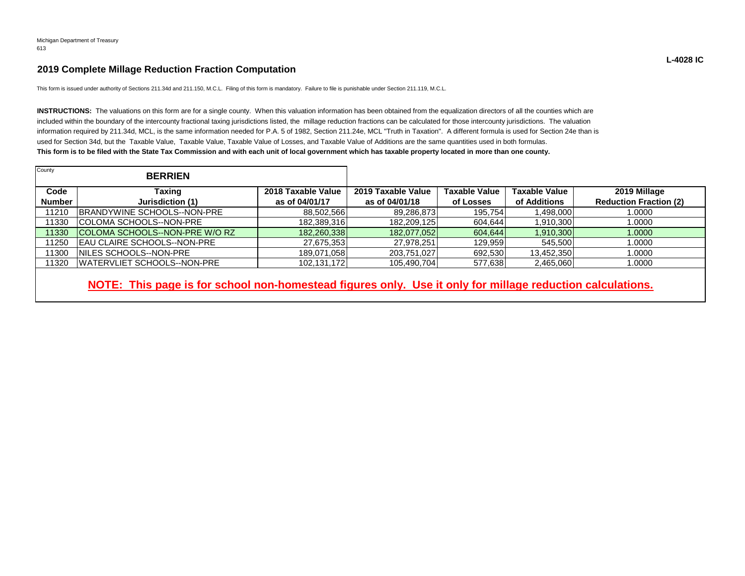Michigan Department of Treasury
613

**L-4028 IC**

## 2019 Complete Millage Reduction Fraction Computation

This form is issued under authority of Sections 211.34d and 211.150, M.C.L. Filing of this form is mandatory. Failure to file is punishable under Section 211.119, M.C.L.

**INSTRUCTIONS:** The valuations on this form are for a single county. When this valuation information has been obtained from the equalization directors of all the counties which are included within the boundary of the intercounty fractional taxing jurisdictions listed, the millage reduction fractions can be calculated for those intercounty jurisdictions. The valuation information required by 211.34d, MCL, is the same information needed for P.A. 5 of 1982, Section 211.24e, MCL "Truth in Taxation". A different formula is used for Section 24e than is used for Section 34d, but the Taxable Value, Taxable Value, Taxable Value of Losses, and Taxable Value of Additions are the same quantities used in both formulas.
**This form is to be filed with the State Tax Commission and with each unit of local government which has taxable property located in more than one county.**

County: **BERRIEN**

| Code Number | Taxing Jurisdiction (1) | 2018 Taxable Value as of 04/01/17 | 2019 Taxable Value as of 04/01/18 | Taxable Value of Losses | Taxable Value of Additions | 2019 Millage Reduction Fraction (2) |
|---|---|---|---|---|---|---|
| 11210 | BRANDYWINE SCHOOLS--NON-PRE | 88,502,566 | 89,286,873 | 195,754 | 1,498,000 | 1.0000 |
| 11330 | COLOMA SCHOOLS--NON-PRE | 182,389,316 | 182,209,125 | 604,644 | 1,910,300 | 1.0000 |
| 11330 | COLOMA SCHOOLS--NON-PRE W/O RZ | 182,260,338 | 182,077,052 | 604,644 | 1,910,300 | 1.0000 |
| 11250 | EAU CLAIRE SCHOOLS--NON-PRE | 27,675,353 | 27,978,251 | 129,959 | 545,500 | 1.0000 |
| 11300 | NILES SCHOOLS--NON-PRE | 189,071,058 | 203,751,027 | 692,530 | 13,452,350 | 1.0000 |
| 11320 | WATERVLIET SCHOOLS--NON-PRE | 102,131,172 | 105,490,704 | 577,638 | 2,465,060 | 1.0000 |

**NOTE: This page is for school non-homestead figures only. Use it only for millage reduction calculations.**